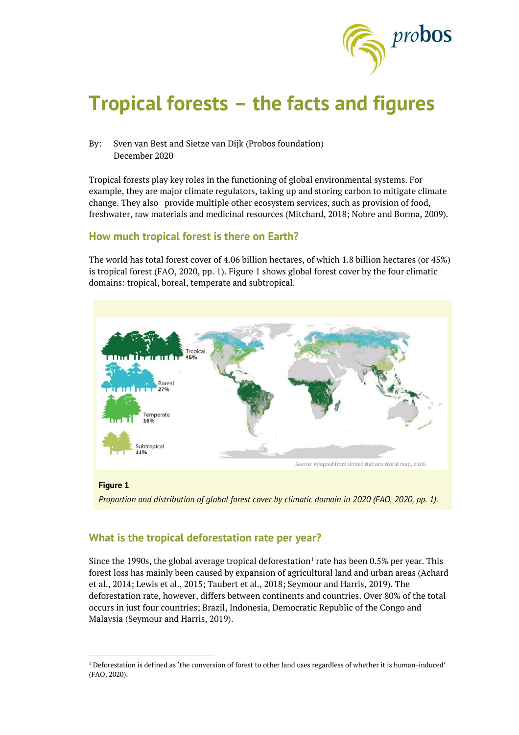# Tropical forests – the facts and figures

By: Sven van Best and Sietze van Dijk (Probos foundation)
December 2020

Tropical forests play key roles in the functioning of global environmental systems. For example, they are major climate regulators, taking up and storing carbon to mitigate climate change. They also provide multiple other ecosystem services, such as provision of food, freshwater, raw materials and medicinal resources (Mitchard, 2018; Nobre and Borma, 2009).

## How much tropical forest is there on Earth?

The world has total forest cover of 4.06 billion hectares, of which 1.8 billion hectares (or 45%) is tropical forest (FAO, 2020, pp. 1). Figure 1 shows global forest cover by the four climatic domains: tropical, boreal, temperate and subtropical.

**Figure 1**

*Proportion and distribution of global forest cover by climatic domain in 2020 (FAO, 2020, pp. 1).*

## What is the tropical deforestation rate per year?

Since the 1990s, the global average tropical deforestation[1] rate has been 0.5% per year. This forest loss has mainly been caused by expansion of agricultural land and urban areas (Achard et al., 2014; Lewis et al., 2015; Taubert et al., 2018; Seymour and Harris, 2019). The deforestation rate, however, differs between continents and countries. Over 80% of the total occurs in just four countries; Brazil, Indonesia, Democratic Republic of the Congo and Malaysia (Seymour and Harris, 2019).

[1] Deforestation is defined as 'the conversion of forest to other land uses regardless of whether it is human-induced' (FAO, 2020).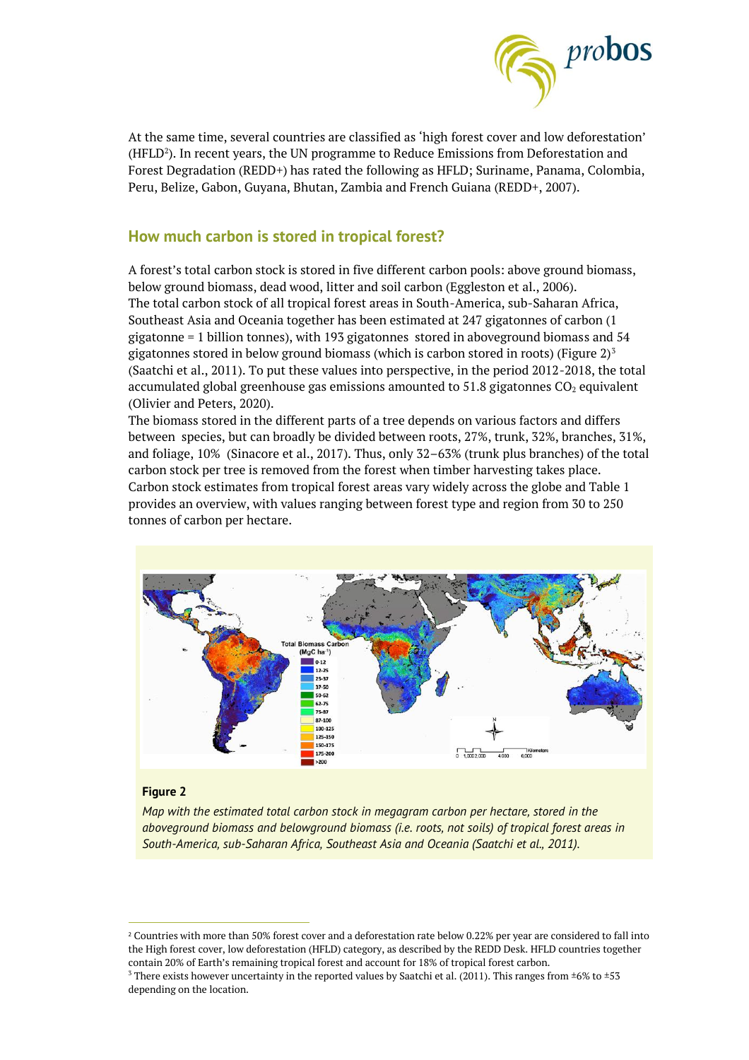At the same time, several countries are classified as 'high forest cover and low deforestation' (HFLD[2]). In recent years, the UN programme to Reduce Emissions from Deforestation and Forest Degradation (REDD+) has rated the following as HFLD; Suriname, Panama, Colombia, Peru, Belize, Gabon, Guyana, Bhutan, Zambia and French Guiana (REDD+, 2007).

## How much carbon is stored in tropical forest?

A forest's total carbon stock is stored in five different carbon pools: above ground biomass, below ground biomass, dead wood, litter and soil carbon (Eggleston et al., 2006). The total carbon stock of all tropical forest areas in South-America, sub-Saharan Africa, Southeast Asia and Oceania together has been estimated at 247 gigatonnes of carbon (1 gigatonne = 1 billion tonnes), with 193 gigatonnes stored in aboveground biomass and 54 gigatonnes stored in below ground biomass (which is carbon stored in roots) (Figure 2)[3] (Saatchi et al., 2011). To put these values into perspective, in the period 2012-2018, the total accumulated global greenhouse gas emissions amounted to 51.8 gigatonnes $CO_2$ equivalent (Olivier and Peters, 2020).

The biomass stored in the different parts of a tree depends on various factors and differs between species, but can broadly be divided between roots, 27%, trunk, 32%, branches, 31%, and foliage, 10% (Sinacore et al., 2017). Thus, only 32–63% (trunk plus branches) of the total carbon stock per tree is removed from the forest when timber harvesting takes place.

Carbon stock estimates from tropical forest areas vary widely across the globe and Table 1 provides an overview, with values ranging between forest type and region from 30 to 250 tonnes of carbon per hectare.

**Figure 2**

*Map with the estimated total carbon stock in megagram carbon per hectare, stored in the aboveground biomass and belowground biomass (i.e. roots, not soils) of tropical forest areas in South-America, sub-Saharan Africa, Southeast Asia and Oceania (Saatchi et al., 2011).*

---

[2] Countries with more than 50% forest cover and a deforestation rate below 0.22% per year are considered to fall into the High forest cover, low deforestation (HFLD) category, as described by the REDD Desk. HFLD countries together contain 20% of Earth's remaining tropical forest and account for 18% of tropical forest carbon.

[3] There exists however uncertainty in the reported values by Saatchi et al. (2011). This ranges from ±6% to ±53 depending on the location.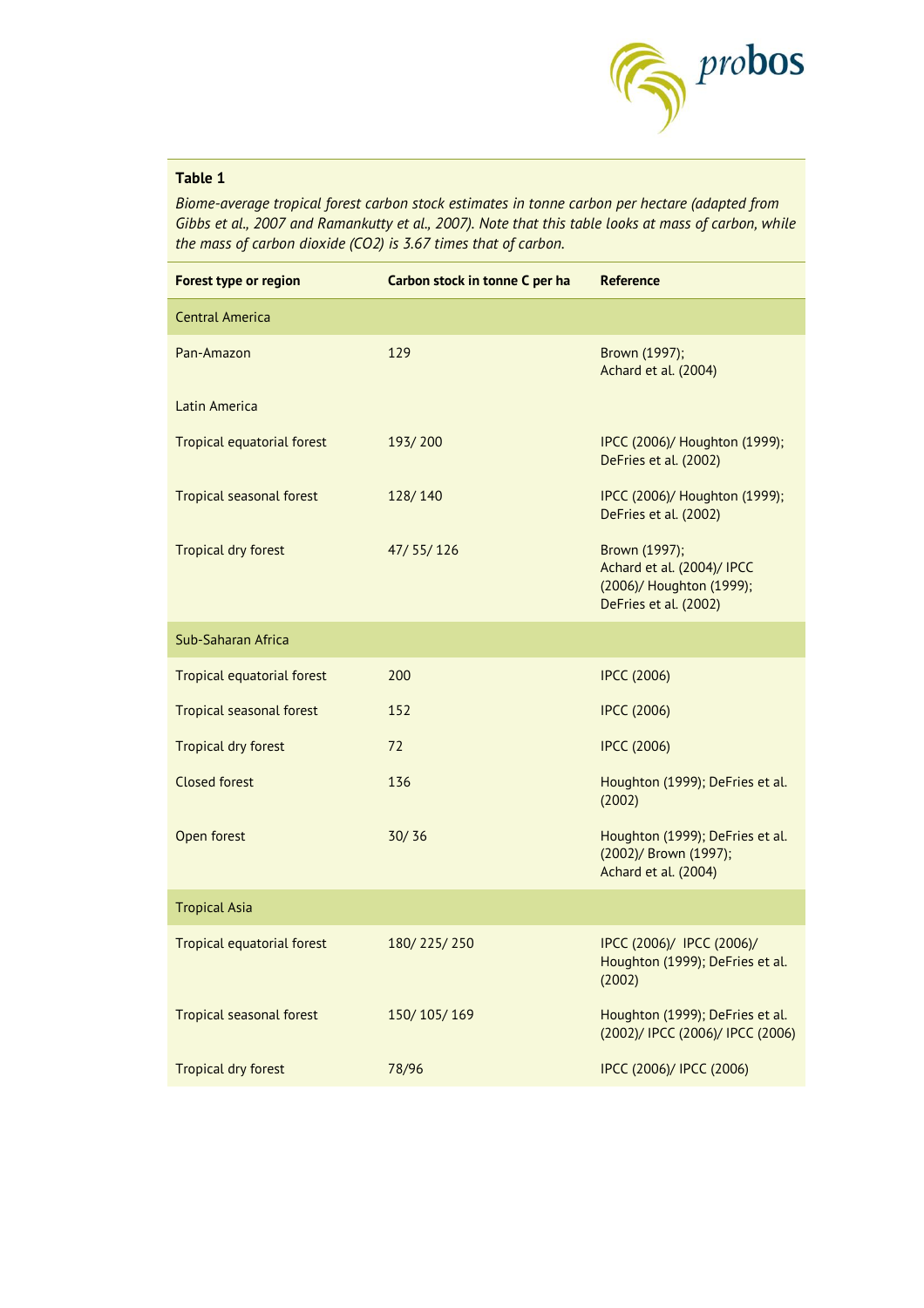**Table 1**

*Biome-average tropical forest carbon stock estimates in tonne carbon per hectare (adapted from Gibbs et al., 2007 and Ramankutty et al., 2007). Note that this table looks at mass of carbon, while the mass of carbon dioxide (CO2) is 3.67 times that of carbon.*

| Forest type or region | Carbon stock in tonne C per ha | Reference |
| --- | --- | --- |
| Central America | | |
| Pan-Amazon | 129 | Brown (1997); Achard et al. (2004) |
| Latin America | | |
| Tropical equatorial forest | 193/ 200 | IPCC (2006)/ Houghton (1999); DeFries et al. (2002) |
| Tropical seasonal forest | 128/ 140 | IPCC (2006)/ Houghton (1999); DeFries et al. (2002) |
| Tropical dry forest | 47/ 55/ 126 | Brown (1997); Achard et al. (2004)/ IPCC (2006)/ Houghton (1999); DeFries et al. (2002) |
| Sub-Saharan Africa | | |
| Tropical equatorial forest | 200 | IPCC (2006) |
| Tropical seasonal forest | 152 | IPCC (2006) |
| Tropical dry forest | 72 | IPCC (2006) |
| Closed forest | 136 | Houghton (1999); DeFries et al. (2002) |
| Open forest | 30/ 36 | Houghton (1999); DeFries et al. (2002)/ Brown (1997); Achard et al. (2004) |
| Tropical Asia | | |
| Tropical equatorial forest | 180/ 225/ 250 | IPCC (2006)/ IPCC (2006)/ Houghton (1999); DeFries et al. (2002) |
| Tropical seasonal forest | 150/ 105/ 169 | Houghton (1999); DeFries et al. (2002)/ IPCC (2006)/ IPCC (2006) |
| Tropical dry forest | 78/96 | IPCC (2006)/ IPCC (2006) |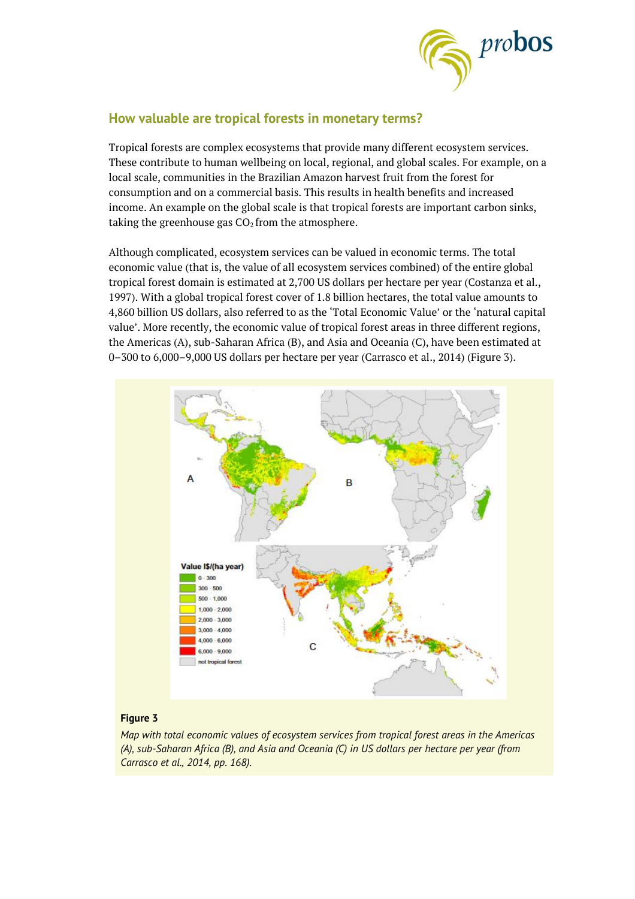## How valuable are tropical forests in monetary terms?

Tropical forests are complex ecosystems that provide many different ecosystem services. These contribute to human wellbeing on local, regional, and global scales. For example, on a local scale, communities in the Brazilian Amazon harvest fruit from the forest for consumption and on a commercial basis. This results in health benefits and increased income. An example on the global scale is that tropical forests are important carbon sinks, taking the greenhouse gas $CO_2$ from the atmosphere.

Although complicated, ecosystem services can be valued in economic terms. The total economic value (that is, the value of all ecosystem services combined) of the entire global tropical forest domain is estimated at 2,700 US dollars per hectare per year (Costanza et al., 1997). With a global tropical forest cover of 1.8 billion hectares, the total value amounts to 4,860 billion US dollars, also referred to as the 'Total Economic Value' or the 'natural capital value'. More recently, the economic value of tropical forest areas in three different regions, the Americas (A), sub-Saharan Africa (B), and Asia and Oceania (C), have been estimated at 0–300 to 6,000–9,000 US dollars per hectare per year (Carrasco et al., 2014) (Figure 3).

**Figure 3**

*Map with total economic values of ecosystem services from tropical forest areas in the Americas (A), sub-Saharan Africa (B), and Asia and Oceania (C) in US dollars per hectare per year (from Carrasco et al., 2014, pp. 168).*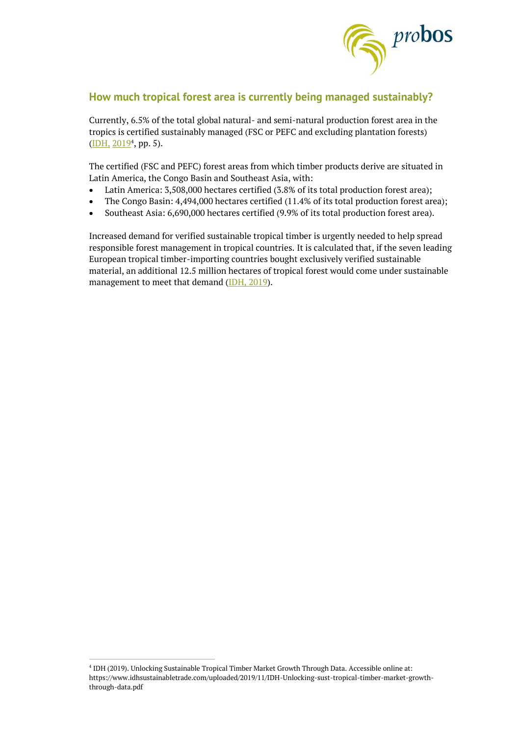## How much tropical forest area is currently being managed sustainably?

Currently, 6.5% of the total global natural- and semi-natural production forest area in the tropics is certified sustainably managed (FSC or PEFC and excluding plantation forests) (IDH, 2019[4], pp. 5).

The certified (FSC and PEFC) forest areas from which timber products derive are situated in Latin America, the Congo Basin and Southeast Asia, with:

- Latin America: 3,508,000 hectares certified (3.8% of its total production forest area);
- The Congo Basin: 4,494,000 hectares certified (11.4% of its total production forest area);
- Southeast Asia: 6,690,000 hectares certified (9.9% of its total production forest area).

Increased demand for verified sustainable tropical timber is urgently needed to help spread responsible forest management in tropical countries. It is calculated that, if the seven leading European tropical timber-importing countries bought exclusively verified sustainable material, an additional 12.5 million hectares of tropical forest would come under sustainable management to meet that demand (IDH, 2019).

---

[4] IDH (2019). Unlocking Sustainable Tropical Timber Market Growth Through Data. Accessible online at: https://www.idhsustainabletrade.com/uploaded/2019/11/IDH-Unlocking-sust-tropical-timber-market-growth-through-data.pdf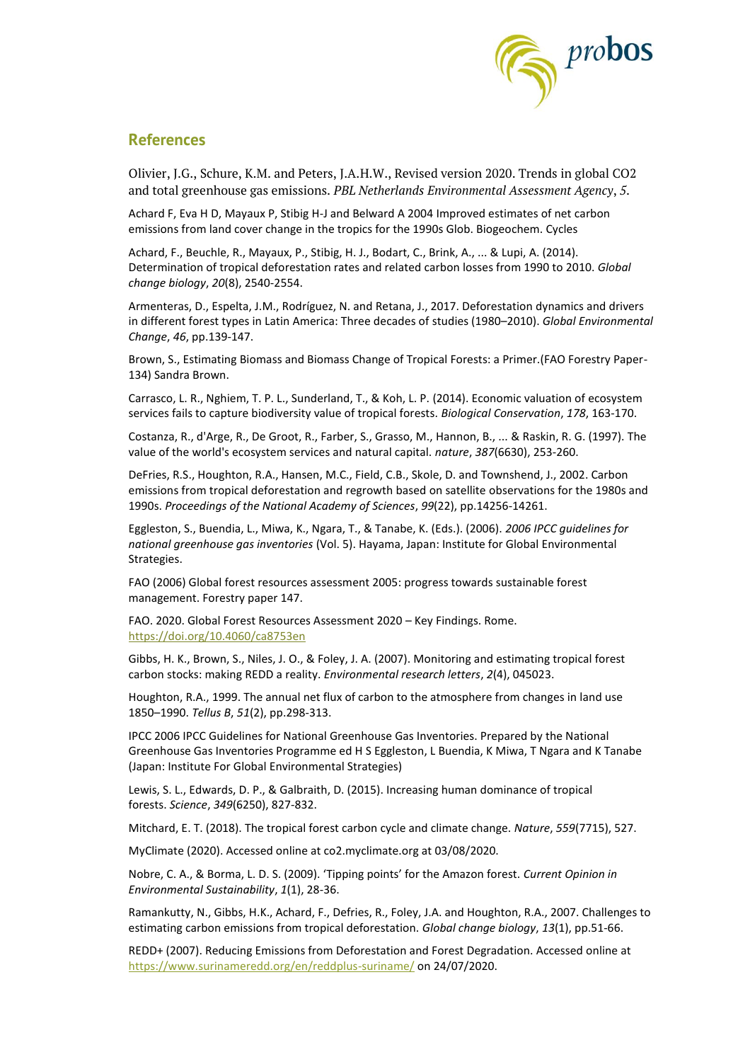## References

Olivier, J.G., Schure, K.M. and Peters, J.A.H.W., Revised version 2020. Trends in global CO2 and total greenhouse gas emissions. *PBL Netherlands Environmental Assessment Agency*, *5*.

Achard F, Eva H D, Mayaux P, Stibig H-J and Belward A 2004 Improved estimates of net carbon emissions from land cover change in the tropics for the 1990s Glob. Biogeochem. Cycles

Achard, F., Beuchle, R., Mayaux, P., Stibig, H. J., Bodart, C., Brink, A., ... & Lupi, A. (2014). Determination of tropical deforestation rates and related carbon losses from 1990 to 2010. *Global change biology*, *20*(8), 2540-2554.

Armenteras, D., Espelta, J.M., Rodríguez, N. and Retana, J., 2017. Deforestation dynamics and drivers in different forest types in Latin America: Three decades of studies (1980–2010). *Global Environmental Change*, *46*, pp.139-147.

Brown, S., Estimating Biomass and Biomass Change of Tropical Forests: a Primer.(FAO Forestry Paper-134) Sandra Brown.

Carrasco, L. R., Nghiem, T. P. L., Sunderland, T., & Koh, L. P. (2014). Economic valuation of ecosystem services fails to capture biodiversity value of tropical forests. *Biological Conservation*, *178*, 163-170.

Costanza, R., d'Arge, R., De Groot, R., Farber, S., Grasso, M., Hannon, B., ... & Raskin, R. G. (1997). The value of the world's ecosystem services and natural capital. *nature*, *387*(6630), 253-260.

DeFries, R.S., Houghton, R.A., Hansen, M.C., Field, C.B., Skole, D. and Townshend, J., 2002. Carbon emissions from tropical deforestation and regrowth based on satellite observations for the 1980s and 1990s. *Proceedings of the National Academy of Sciences*, *99*(22), pp.14256-14261.

Eggleston, S., Buendia, L., Miwa, K., Ngara, T., & Tanabe, K. (Eds.). (2006). *2006 IPCC guidelines for national greenhouse gas inventories* (Vol. 5). Hayama, Japan: Institute for Global Environmental Strategies.

FAO (2006) Global forest resources assessment 2005: progress towards sustainable forest management. Forestry paper 147.

FAO. 2020. Global Forest Resources Assessment 2020 – Key Findings. Rome. https://doi.org/10.4060/ca8753en

Gibbs, H. K., Brown, S., Niles, J. O., & Foley, J. A. (2007). Monitoring and estimating tropical forest carbon stocks: making REDD a reality. *Environmental research letters*, *2*(4), 045023.

Houghton, R.A., 1999. The annual net flux of carbon to the atmosphere from changes in land use 1850–1990. *Tellus B*, *51*(2), pp.298-313.

IPCC 2006 IPCC Guidelines for National Greenhouse Gas Inventories. Prepared by the National Greenhouse Gas Inventories Programme ed H S Eggleston, L Buendia, K Miwa, T Ngara and K Tanabe (Japan: Institute For Global Environmental Strategies)

Lewis, S. L., Edwards, D. P., & Galbraith, D. (2015). Increasing human dominance of tropical forests. *Science*, *349*(6250), 827-832.

Mitchard, E. T. (2018). The tropical forest carbon cycle and climate change. *Nature*, *559*(7715), 527.

MyClimate (2020). Accessed online at co2.myclimate.org at 03/08/2020.

Nobre, C. A., & Borma, L. D. S. (2009). 'Tipping points' for the Amazon forest. *Current Opinion in Environmental Sustainability*, *1*(1), 28-36.

Ramankutty, N., Gibbs, H.K., Achard, F., Defries, R., Foley, J.A. and Houghton, R.A., 2007. Challenges to estimating carbon emissions from tropical deforestation. *Global change biology*, *13*(1), pp.51-66.

REDD+ (2007). Reducing Emissions from Deforestation and Forest Degradation. Accessed online at https://www.surinameredd.org/en/reddplus-suriname/ on 24/07/2020.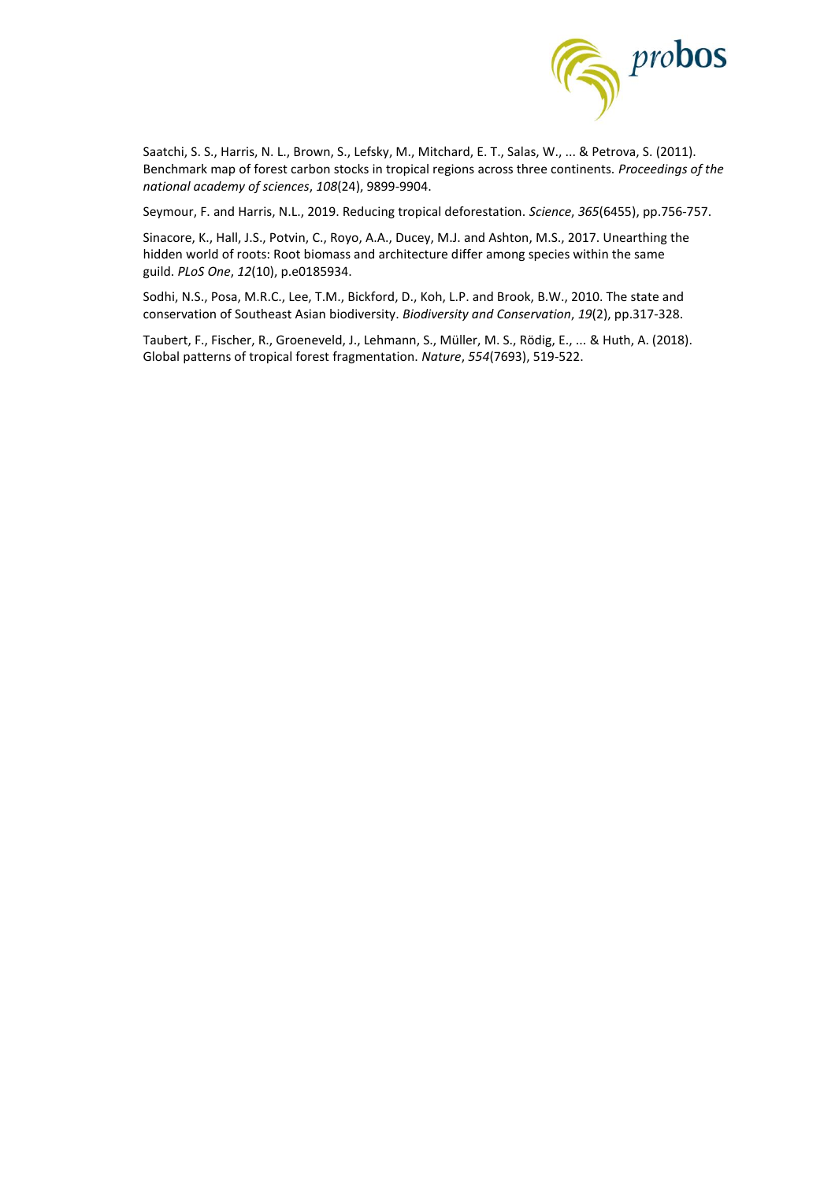Saatchi, S. S., Harris, N. L., Brown, S., Lefsky, M., Mitchard, E. T., Salas, W., ... & Petrova, S. (2011). Benchmark map of forest carbon stocks in tropical regions across three continents. *Proceedings of the national academy of sciences*, *108*(24), 9899-9904.

Seymour, F. and Harris, N.L., 2019. Reducing tropical deforestation. *Science*, *365*(6455), pp.756-757.

Sinacore, K., Hall, J.S., Potvin, C., Royo, A.A., Ducey, M.J. and Ashton, M.S., 2017. Unearthing the hidden world of roots: Root biomass and architecture differ among species within the same guild. *PLoS One*, *12*(10), p.e0185934.

Sodhi, N.S., Posa, M.R.C., Lee, T.M., Bickford, D., Koh, L.P. and Brook, B.W., 2010. The state and conservation of Southeast Asian biodiversity. *Biodiversity and Conservation*, *19*(2), pp.317-328.

Taubert, F., Fischer, R., Groeneveld, J., Lehmann, S., Müller, M. S., Rödig, E., ... & Huth, A. (2018). Global patterns of tropical forest fragmentation. *Nature*, *554*(7693), 519-522.